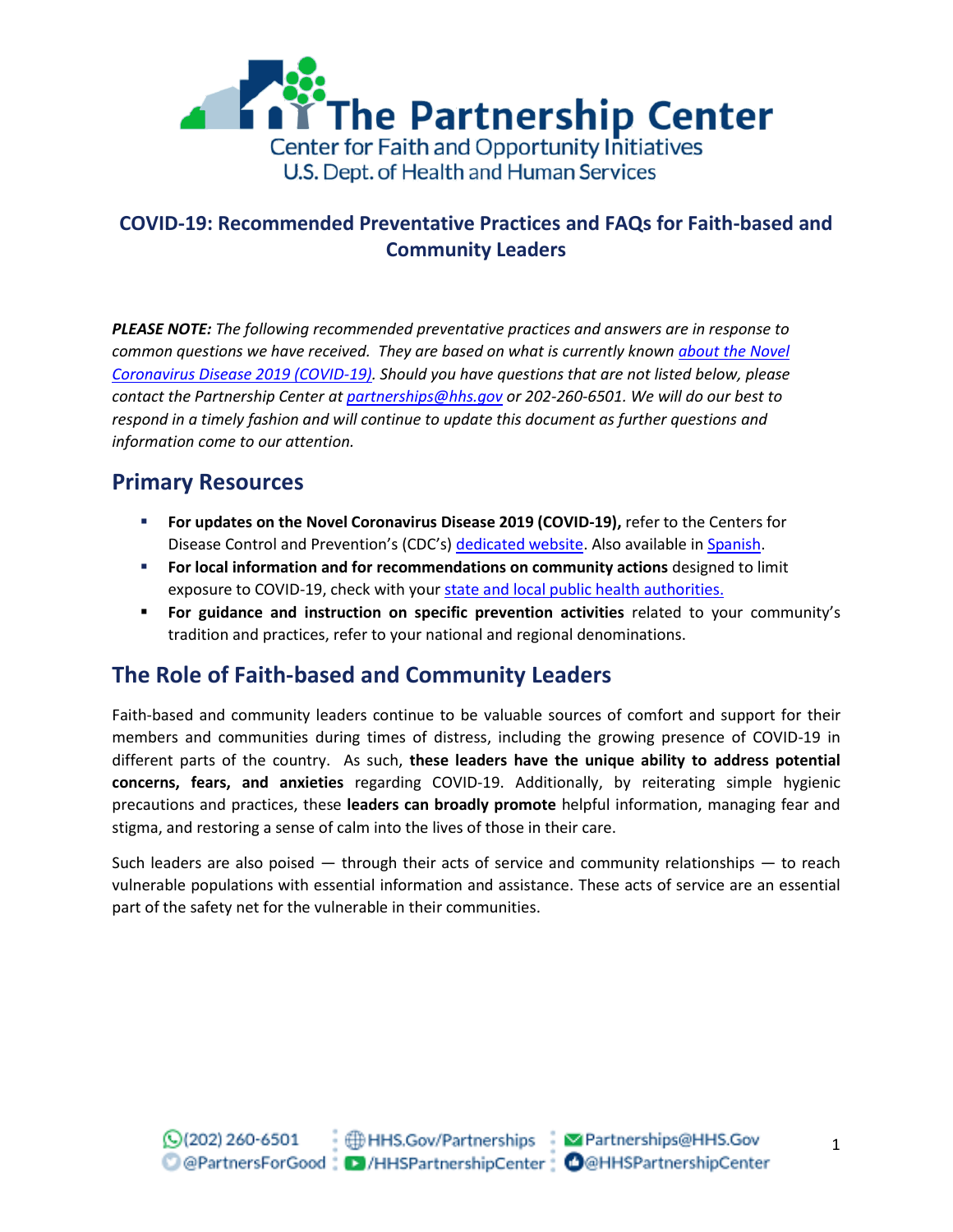# The Partnership Center

Center for Faith and Opportunity Initiatives
U.S. Dept. of Health and Human Services

## COVID-19: Recommended Preventative Practices and FAQs for Faith-based and Community Leaders

***PLEASE NOTE:*** *The following recommended preventative practices and answers are in response to common questions we have received. They are based on what is currently known [about the Novel Coronavirus Disease 2019 (COVID-19)](). Should you have questions that are not listed below, please contact the Partnership Center at [partnerships@hhs.gov]() or 202-260-6501. We will do our best to respond in a timely fashion and will continue to update this document as further questions and information come to our attention.*

## Primary Resources

- **For updates on the Novel Coronavirus Disease 2019 (COVID-19),** refer to the Centers for Disease Control and Prevention's (CDC's) [dedicated website](). Also available in [Spanish]().
- **For local information and for recommendations on community actions** designed to limit exposure to COVID-19, check with your [state and local public health authorities.]()
- **For guidance and instruction on specific prevention activities** related to your community's tradition and practices, refer to your national and regional denominations.

## The Role of Faith-based and Community Leaders

Faith-based and community leaders continue to be valuable sources of comfort and support for their members and communities during times of distress, including the growing presence of COVID-19 in different parts of the country. As such, **these leaders have the unique ability to address potential concerns, fears, and anxieties** regarding COVID-19. Additionally, by reiterating simple hygienic precautions and practices, these **leaders can broadly promote** helpful information, managing fear and stigma, and restoring a sense of calm into the lives of those in their care.

Such leaders are also poised — through their acts of service and community relationships — to reach vulnerable populations with essential information and assistance. These acts of service are an essential part of the safety net for the vulnerable in their communities.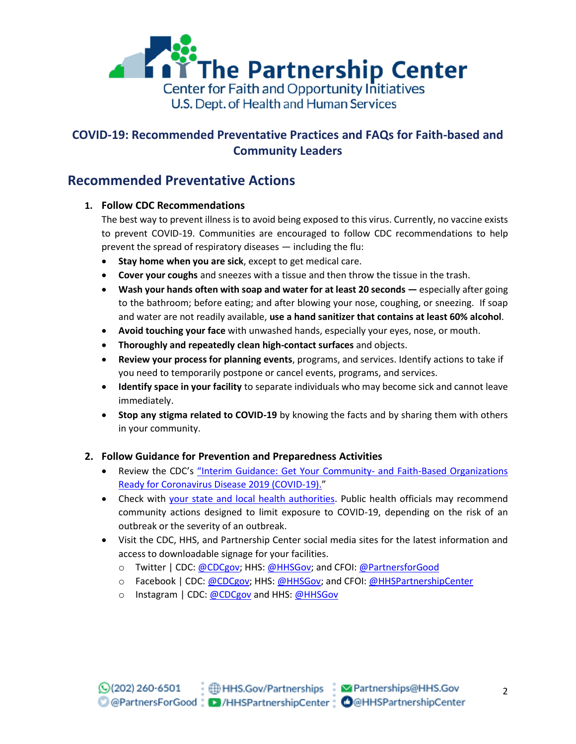## COVID-19: Recommended Preventative Practices and FAQs for Faith-based and Community Leaders

## Recommended Preventative Actions

1. **Follow CDC Recommendations**

   The best way to prevent illness is to avoid being exposed to this virus. Currently, no vaccine exists to prevent COVID-19. Communities are encouraged to follow CDC recommendations to help prevent the spread of respiratory diseases — including the flu:

   - **Stay home when you are sick**, except to get medical care.
   - **Cover your coughs** and sneezes with a tissue and then throw the tissue in the trash.
   - **Wash your hands often with soap and water for at least 20 seconds —** especially after going to the bathroom; before eating; and after blowing your nose, coughing, or sneezing. If soap and water are not readily available, **use a hand sanitizer that contains at least 60% alcohol**.
   - **Avoid touching your face** with unwashed hands, especially your eyes, nose, or mouth.
   - **Thoroughly and repeatedly clean high-contact surfaces** and objects.
   - **Review your process for planning events**, programs, and services. Identify actions to take if you need to temporarily postpone or cancel events, programs, and services.
   - **Identify space in your facility** to separate individuals who may become sick and cannot leave immediately.
   - **Stop any stigma related to COVID-19** by knowing the facts and by sharing them with others in your community.

2. **Follow Guidance for Prevention and Preparedness Activities**

   - Review the CDC's "Interim Guidance: Get Your Community- and Faith-Based Organizations Ready for Coronavirus Disease 2019 (COVID-19)."
   - Check with your state and local health authorities. Public health officials may recommend community actions designed to limit exposure to COVID-19, depending on the risk of an outbreak or the severity of an outbreak.
   - Visit the CDC, HHS, and Partnership Center social media sites for the latest information and access to downloadable signage for your facilities.
     - Twitter | CDC: @CDCgov; HHS: @HHSGov; and CFOI: @PartnersforGood
     - Facebook | CDC: @CDCgov; HHS: @HHSGov; and CFOI: @HHSPartnershipCenter
     - Instagram | CDC: @CDCgov and HHS: @HHSGov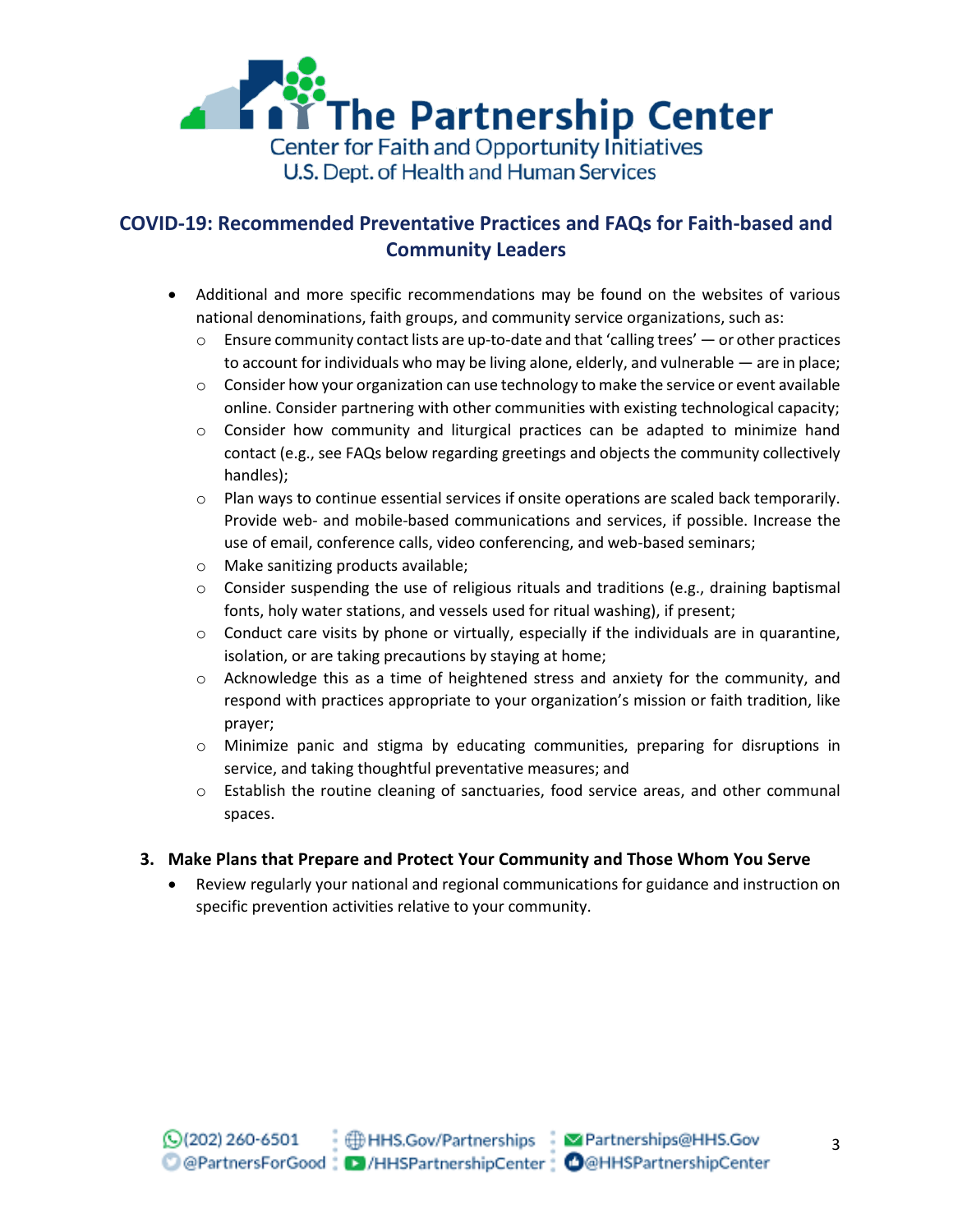- Additional and more specific recommendations may be found on the websites of various national denominations, faith groups, and community service organizations, such as:
  - Ensure community contact lists are up-to-date and that 'calling trees' — or other practices to account for individuals who may be living alone, elderly, and vulnerable — are in place;
  - Consider how your organization can use technology to make the service or event available online. Consider partnering with other communities with existing technological capacity;
  - Consider how community and liturgical practices can be adapted to minimize hand contact (e.g., see FAQs below regarding greetings and objects the community collectively handles);
  - Plan ways to continue essential services if onsite operations are scaled back temporarily. Provide web- and mobile-based communications and services, if possible. Increase the use of email, conference calls, video conferencing, and web-based seminars;
  - Make sanitizing products available;
  - Consider suspending the use of religious rituals and traditions (e.g., draining baptismal fonts, holy water stations, and vessels used for ritual washing), if present;
  - Conduct care visits by phone or virtually, especially if the individuals are in quarantine, isolation, or are taking precautions by staying at home;
  - Acknowledge this as a time of heightened stress and anxiety for the community, and respond with practices appropriate to your organization's mission or faith tradition, like prayer;
  - Minimize panic and stigma by educating communities, preparing for disruptions in service, and taking thoughtful preventative measures; and
  - Establish the routine cleaning of sanctuaries, food service areas, and other communal spaces.

### 3. Make Plans that Prepare and Protect Your Community and Those Whom You Serve

- Review regularly your national and regional communications for guidance and instruction on specific prevention activities relative to your community.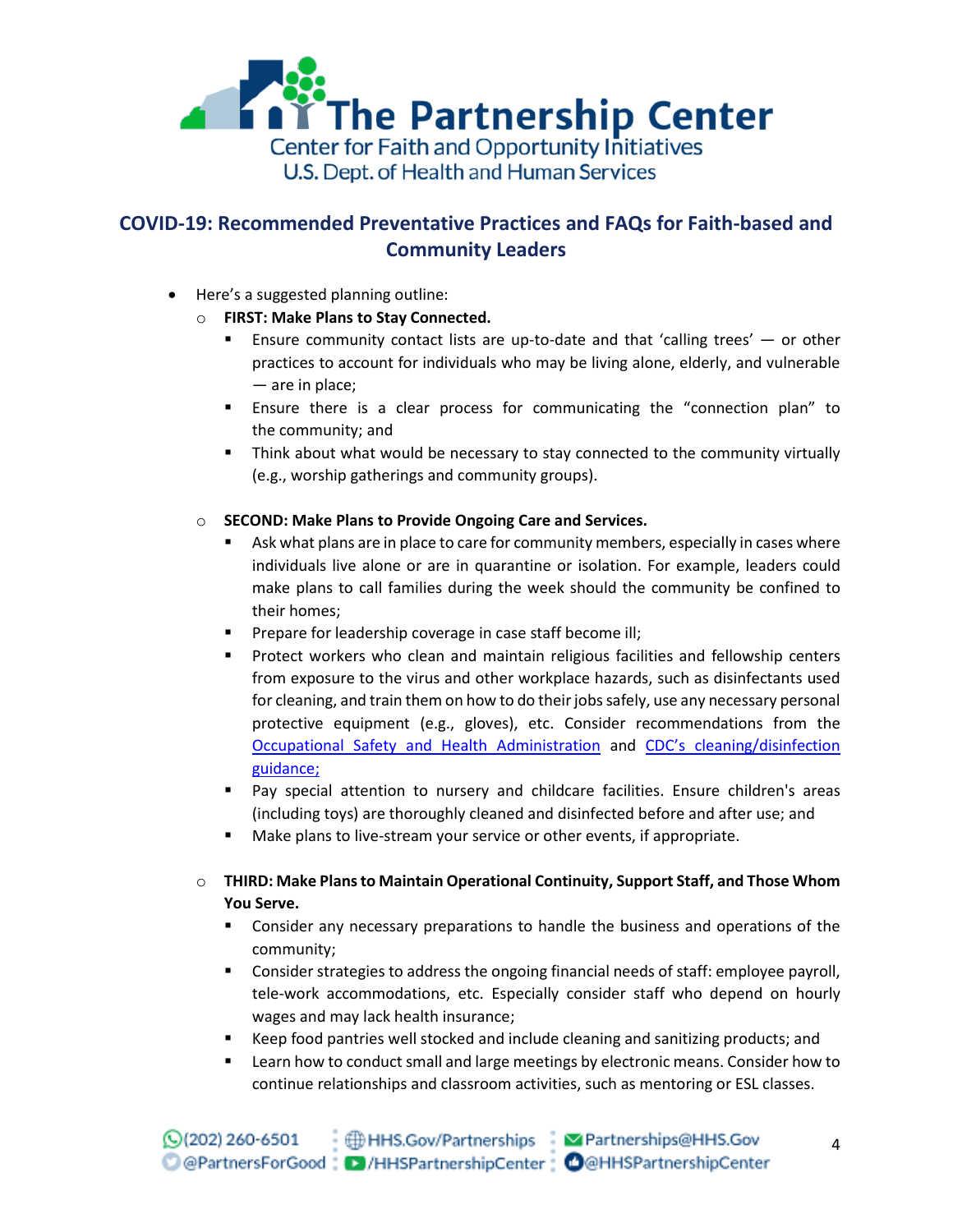## COVID-19: Recommended Preventative Practices and FAQs for Faith-based and Community Leaders

- Here's a suggested planning outline:
  - **FIRST: Make Plans to Stay Connected.**
    - Ensure community contact lists are up-to-date and that 'calling trees' — or other practices to account for individuals who may be living alone, elderly, and vulnerable — are in place;
    - Ensure there is a clear process for communicating the "connection plan" to the community; and
    - Think about what would be necessary to stay connected to the community virtually (e.g., worship gatherings and community groups).

  - **SECOND: Make Plans to Provide Ongoing Care and Services.**
    - Ask what plans are in place to care for community members, especially in cases where individuals live alone or are in quarantine or isolation. For example, leaders could make plans to call families during the week should the community be confined to their homes;
    - Prepare for leadership coverage in case staff become ill;
    - Protect workers who clean and maintain religious facilities and fellowship centers from exposure to the virus and other workplace hazards, such as disinfectants used for cleaning, and train them on how to do their jobs safely, use any necessary personal protective equipment (e.g., gloves), etc. Consider recommendations from the Occupational Safety and Health Administration and CDC's cleaning/disinfection guidance;
    - Pay special attention to nursery and childcare facilities. Ensure children's areas (including toys) are thoroughly cleaned and disinfected before and after use; and
    - Make plans to live-stream your service or other events, if appropriate.

  - **THIRD: Make Plans to Maintain Operational Continuity, Support Staff, and Those Whom You Serve.**
    - Consider any necessary preparations to handle the business and operations of the community;
    - Consider strategies to address the ongoing financial needs of staff: employee payroll, tele-work accommodations, etc. Especially consider staff who depend on hourly wages and may lack health insurance;
    - Keep food pantries well stocked and include cleaning and sanitizing products; and
    - Learn how to conduct small and large meetings by electronic means. Consider how to continue relationships and classroom activities, such as mentoring or ESL classes.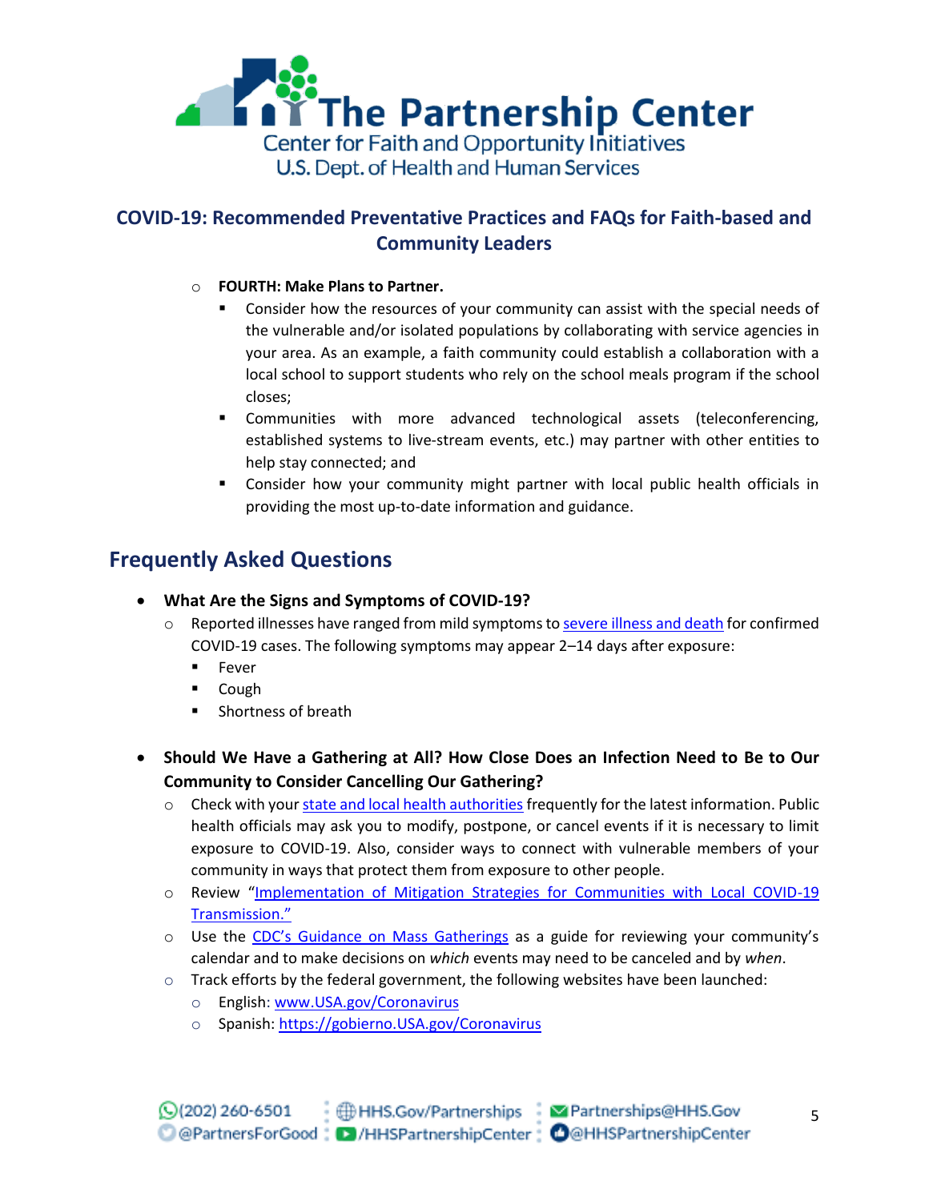## COVID-19: Recommended Preventative Practices and FAQs for Faith-based and Community Leaders

- **FOURTH: Make Plans to Partner.**
  - Consider how the resources of your community can assist with the special needs of the vulnerable and/or isolated populations by collaborating with service agencies in your area. As an example, a faith community could establish a collaboration with a local school to support students who rely on the school meals program if the school closes;
  - Communities with more advanced technological assets (teleconferencing, established systems to live-stream events, etc.) may partner with other entities to help stay connected; and
  - Consider how your community might partner with local public health officials in providing the most up-to-date information and guidance.

## Frequently Asked Questions

- **What Are the Signs and Symptoms of COVID-19?**
  - Reported illnesses have ranged from mild symptoms to severe illness and death for confirmed COVID-19 cases. The following symptoms may appear 2–14 days after exposure:
    - Fever
    - Cough
    - Shortness of breath

- **Should We Have a Gathering at All? How Close Does an Infection Need to Be to Our Community to Consider Cancelling Our Gathering?**
  - Check with your state and local health authorities frequently for the latest information. Public health officials may ask you to modify, postpone, or cancel events if it is necessary to limit exposure to COVID-19. Also, consider ways to connect with vulnerable members of your community in ways that protect them from exposure to other people.
  - Review "Implementation of Mitigation Strategies for Communities with Local COVID-19 Transmission."
  - Use the CDC's Guidance on Mass Gatherings as a guide for reviewing your community's calendar and to make decisions on *which* events may need to be canceled and by *when*.
  - Track efforts by the federal government, the following websites have been launched:
    - English: www.USA.gov/Coronavirus
    - Spanish: https://gobierno.USA.gov/Coronavirus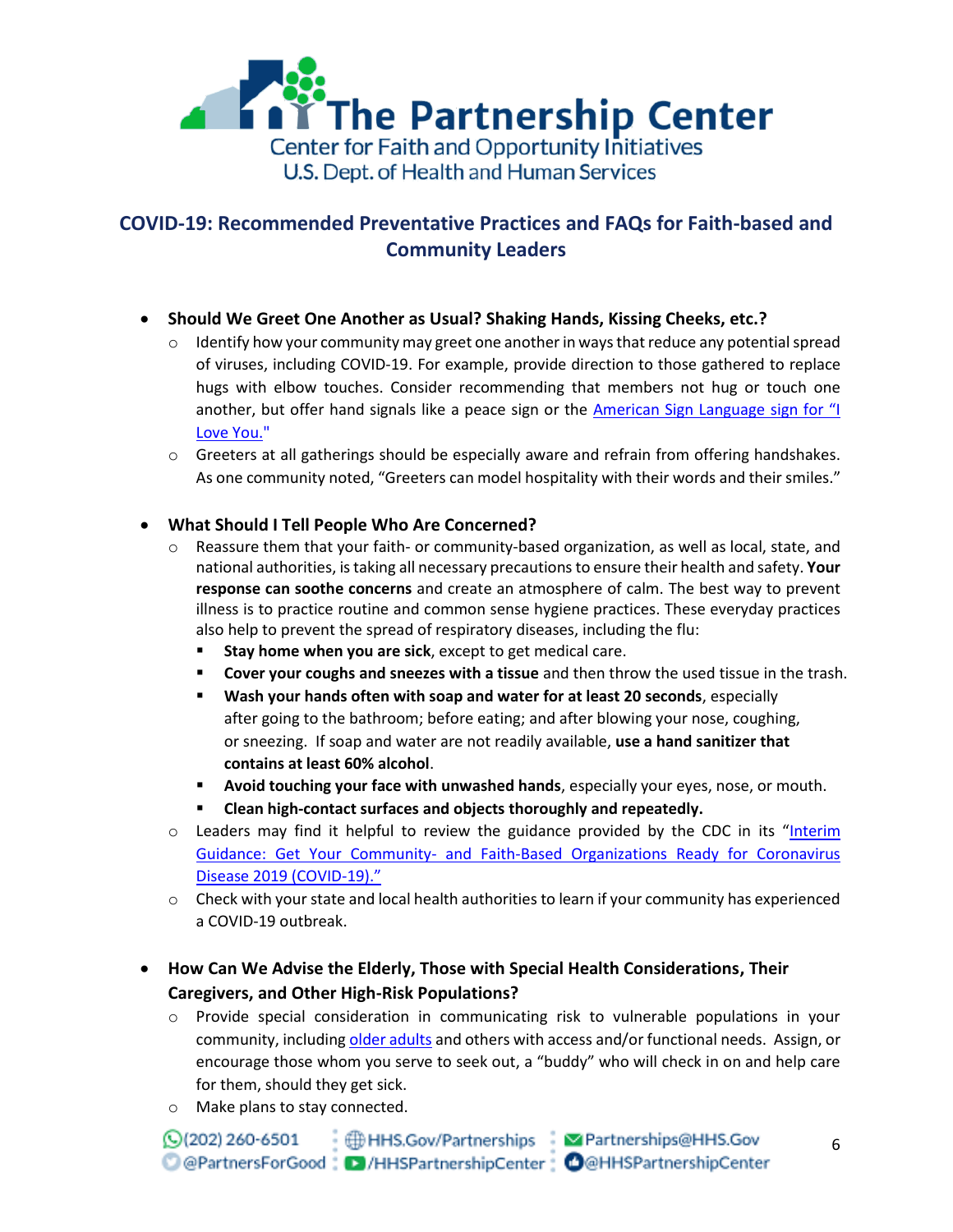**The Partnership Center**
Center for Faith and Opportunity Initiatives
U.S. Dept. of Health and Human Services

## COVID-19: Recommended Preventative Practices and FAQs for Faith-based and Community Leaders

- **Should We Greet One Another as Usual? Shaking Hands, Kissing Cheeks, etc.?**
  - Identify how your community may greet one another in ways that reduce any potential spread of viruses, including COVID-19. For example, provide direction to those gathered to replace hugs with elbow touches. Consider recommending that members not hug or touch one another, but offer hand signals like a peace sign or the [American Sign Language sign for "I Love You."]
  - Greeters at all gatherings should be especially aware and refrain from offering handshakes. As one community noted, "Greeters can model hospitality with their words and their smiles."

- **What Should I Tell People Who Are Concerned?**
  - Reassure them that your faith- or community-based organization, as well as local, state, and national authorities, is taking all necessary precautions to ensure their health and safety. **Your response can soothe concerns** and create an atmosphere of calm. The best way to prevent illness is to practice routine and common sense hygiene practices. These everyday practices also help to prevent the spread of respiratory diseases, including the flu:
    - **Stay home when you are sick**, except to get medical care.
    - **Cover your coughs and sneezes with a tissue** and then throw the used tissue in the trash.
    - **Wash your hands often with soap and water for at least 20 seconds**, especially after going to the bathroom; before eating; and after blowing your nose, coughing, or sneezing. If soap and water are not readily available, **use a hand sanitizer that contains at least 60% alcohol**.
    - **Avoid touching your face with unwashed hands**, especially your eyes, nose, or mouth.
    - **Clean high-contact surfaces and objects thoroughly and repeatedly.**
  - Leaders may find it helpful to review the guidance provided by the CDC in its "[Interim Guidance: Get Your Community- and Faith-Based Organizations Ready for Coronavirus Disease 2019 (COVID-19).]"
  - Check with your state and local health authorities to learn if your community has experienced a COVID-19 outbreak.

- **How Can We Advise the Elderly, Those with Special Health Considerations, Their Caregivers, and Other High-Risk Populations?**
  - Provide special consideration in communicating risk to vulnerable populations in your community, including [older adults] and others with access and/or functional needs. Assign, or encourage those whom you serve to seek out, a "buddy" who will check in on and help care for them, should they get sick.
  - Make plans to stay connected.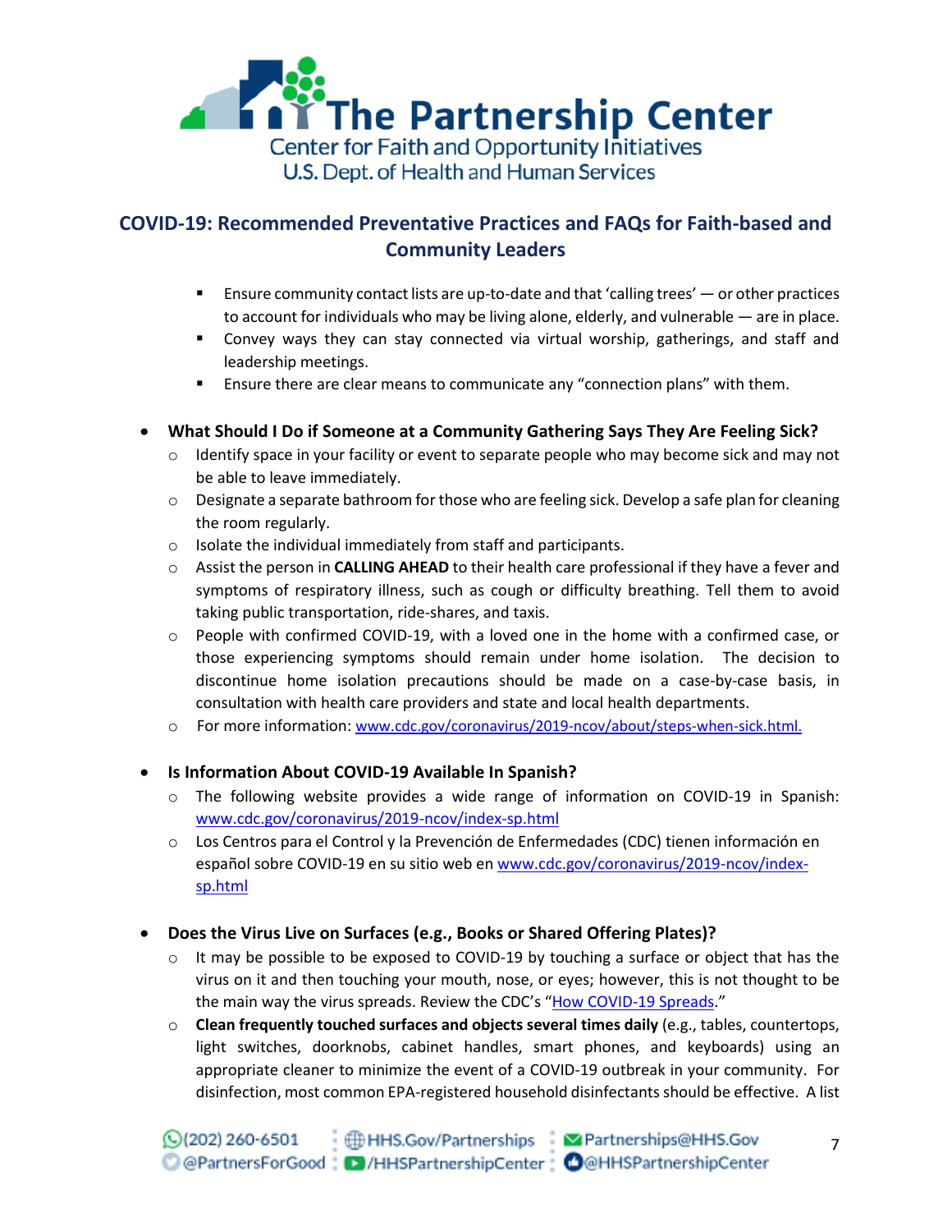- Ensure community contact lists are up-to-date and that 'calling trees' — or other practices to account for individuals who may be living alone, elderly, and vulnerable — are in place.
- Convey ways they can stay connected via virtual worship, gatherings, and staff and leadership meetings.
- Ensure there are clear means to communicate any "connection plans" with them.

- **What Should I Do if Someone at a Community Gathering Says They Are Feeling Sick?**
  - Identify space in your facility or event to separate people who may become sick and may not be able to leave immediately.
  - Designate a separate bathroom for those who are feeling sick. Develop a safe plan for cleaning the room regularly.
  - Isolate the individual immediately from staff and participants.
  - Assist the person in **CALLING AHEAD** to their health care professional if they have a fever and symptoms of respiratory illness, such as cough or difficulty breathing. Tell them to avoid taking public transportation, ride-shares, and taxis.
  - People with confirmed COVID-19, with a loved one in the home with a confirmed case, or those experiencing symptoms should remain under home isolation. The decision to discontinue home isolation precautions should be made on a case-by-case basis, in consultation with health care providers and state and local health departments.
  - For more information: www.cdc.gov/coronavirus/2019-ncov/about/steps-when-sick.html.

- **Is Information About COVID-19 Available In Spanish?**
  - The following website provides a wide range of information on COVID-19 in Spanish: www.cdc.gov/coronavirus/2019-ncov/index-sp.html
  - Los Centros para el Control y la Prevención de Enfermedades (CDC) tienen información en español sobre COVID-19 en su sitio web en www.cdc.gov/coronavirus/2019-ncov/index-sp.html

- **Does the Virus Live on Surfaces (e.g., Books or Shared Offering Plates)?**
  - It may be possible to be exposed to COVID-19 by touching a surface or object that has the virus on it and then touching your mouth, nose, or eyes; however, this is not thought to be the main way the virus spreads. Review the CDC's "How COVID-19 Spreads."
  - **Clean frequently touched surfaces and objects several times daily** (e.g., tables, countertops, light switches, doorknobs, cabinet handles, smart phones, and keyboards) using an appropriate cleaner to minimize the event of a COVID-19 outbreak in your community. For disinfection, most common EPA-registered household disinfectants should be effective. A list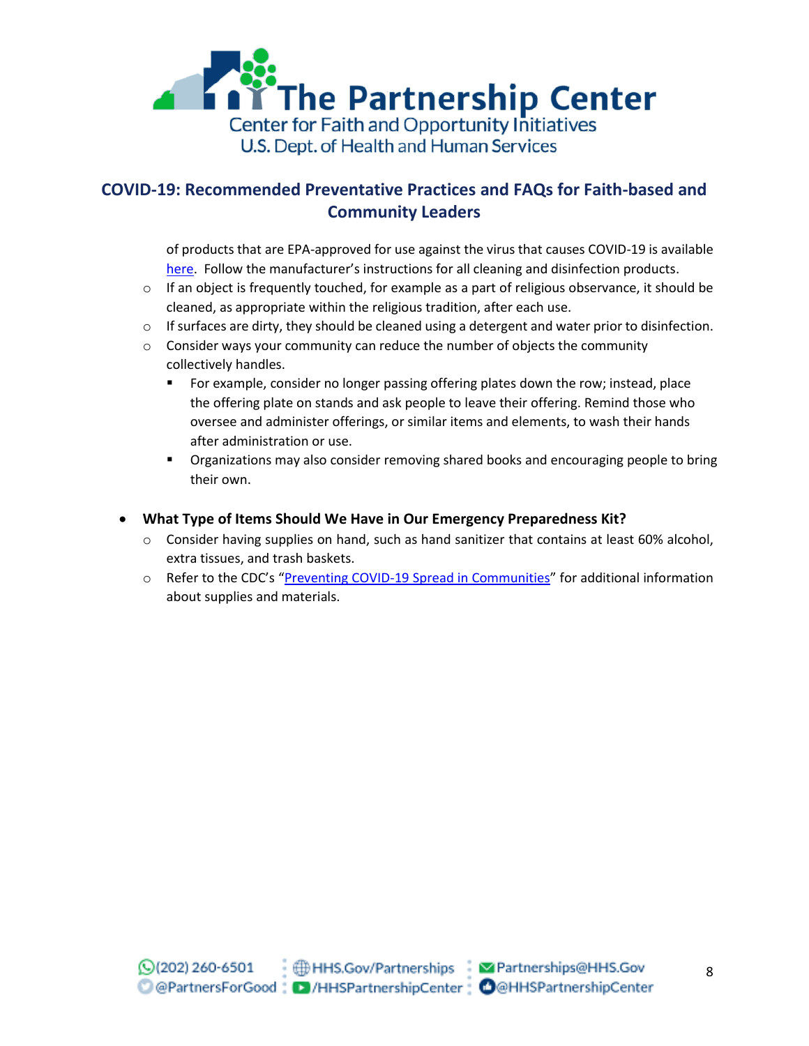of products that are EPA-approved for use against the virus that causes COVID-19 is available here. Follow the manufacturer's instructions for all cleaning and disinfection products.

  - If an object is frequently touched, for example as a part of religious observance, it should be cleaned, as appropriate within the religious tradition, after each use.
  - If surfaces are dirty, they should be cleaned using a detergent and water prior to disinfection.
  - Consider ways your community can reduce the number of objects the community collectively handles.
    - For example, consider no longer passing offering plates down the row; instead, place the offering plate on stands and ask people to leave their offering. Remind those who oversee and administer offerings, or similar items and elements, to wash their hands after administration or use.
    - Organizations may also consider removing shared books and encouraging people to bring their own.

- **What Type of Items Should We Have in Our Emergency Preparedness Kit?**
  - Consider having supplies on hand, such as hand sanitizer that contains at least 60% alcohol, extra tissues, and trash baskets.
  - Refer to the CDC's "Preventing COVID-19 Spread in Communities" for additional information about supplies and materials.